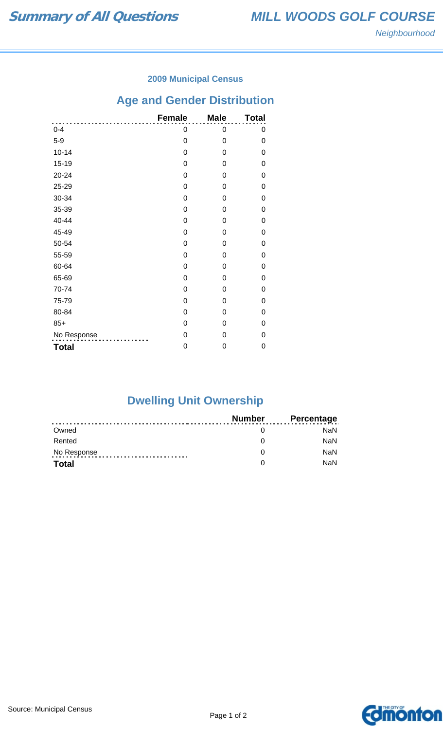# Summary of All Questions

## MILL WOODS GOLF COURSE

*Neighbourhood*

### 2009 Municipal Census

## Age and Gender Distribution

| | Female | Male | Total |
|---|---|---|---|
| 0-4 | 0 | 0 | 0 |
| 5-9 | 0 | 0 | 0 |
| 10-14 | 0 | 0 | 0 |
| 15-19 | 0 | 0 | 0 |
| 20-24 | 0 | 0 | 0 |
| 25-29 | 0 | 0 | 0 |
| 30-34 | 0 | 0 | 0 |
| 35-39 | 0 | 0 | 0 |
| 40-44 | 0 | 0 | 0 |
| 45-49 | 0 | 0 | 0 |
| 50-54 | 0 | 0 | 0 |
| 55-59 | 0 | 0 | 0 |
| 60-64 | 0 | 0 | 0 |
| 65-69 | 0 | 0 | 0 |
| 70-74 | 0 | 0 | 0 |
| 75-79 | 0 | 0 | 0 |
| 80-84 | 0 | 0 | 0 |
| 85+ | 0 | 0 | 0 |
| No Response | 0 | 0 | 0 |
| **Total** | 0 | 0 | 0 |

## Dwelling Unit Ownership

| | Number | Percentage |
|---|---|---|
| Owned | 0 | NaN |
| Rented | 0 | NaN |
| No Response | 0 | NaN |
| **Total** | 0 | NaN |

Source: Municipal Census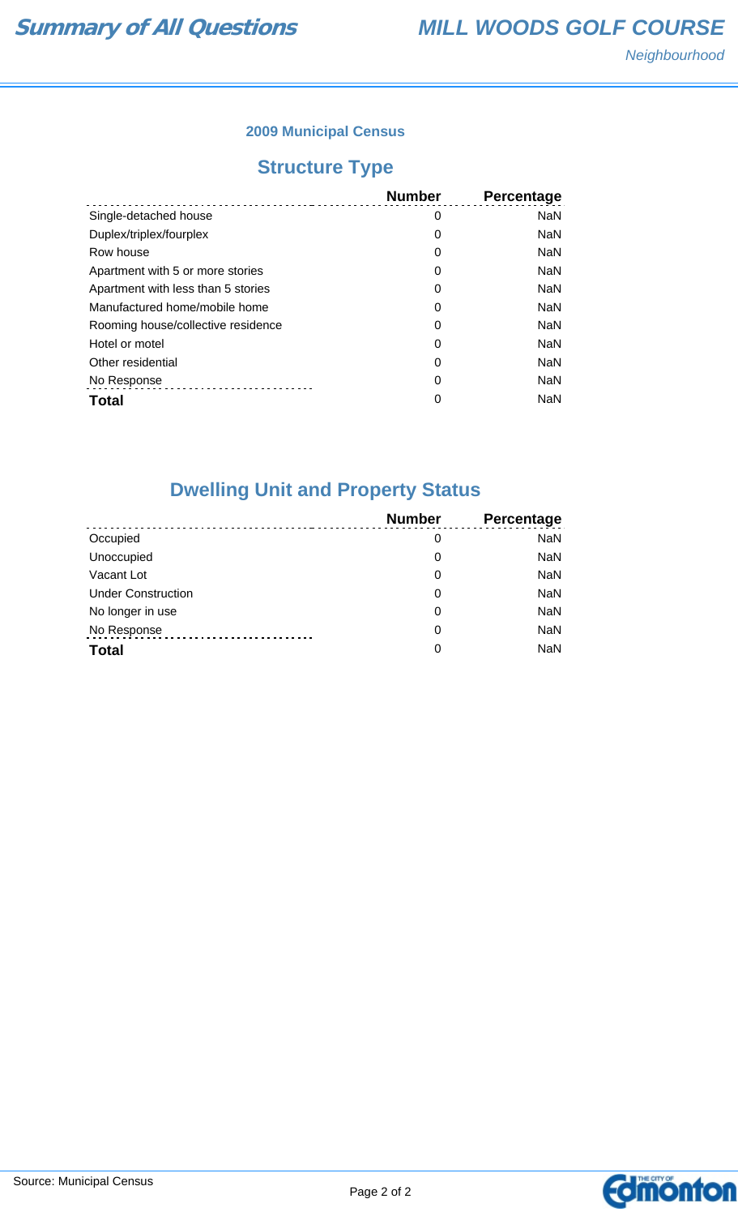## 2009 Municipal Census

### Structure Type

| | Number | Percentage |
|---|---|---|
| Single-detached house | 0 | NaN |
| Duplex/triplex/fourplex | 0 | NaN |
| Row house | 0 | NaN |
| Apartment with 5 or more stories | 0 | NaN |
| Apartment with less than 5 stories | 0 | NaN |
| Manufactured home/mobile home | 0 | NaN |
| Rooming house/collective residence | 0 | NaN |
| Hotel or motel | 0 | NaN |
| Other residential | 0 | NaN |
| No Response | 0 | NaN |
| **Total** | 0 | NaN |

### Dwelling Unit and Property Status

| | Number | Percentage |
|---|---|---|
| Occupied | 0 | NaN |
| Unoccupied | 0 | NaN |
| Vacant Lot | 0 | NaN |
| Under Construction | 0 | NaN |
| No longer in use | 0 | NaN |
| No Response | 0 | NaN |
| **Total** | 0 | NaN |

Source: Municipal Census